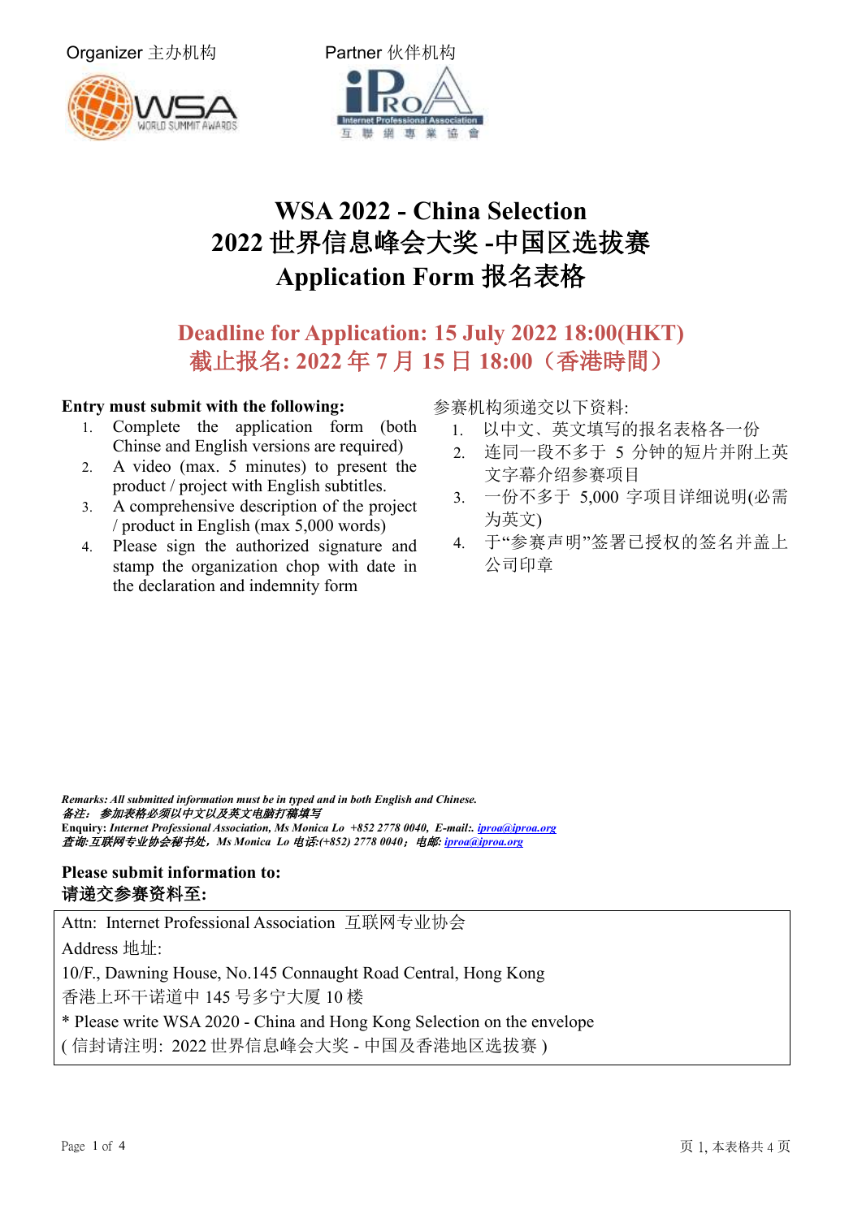Organizer 主办机构　　　　Partner 伙伴机构

# WSA 2022 - China Selection
# 2022 世界信息峰会大奖 -中国区选拔赛
# Application Form 报名表格

**Deadline for Application: 15 July 2022 18:00(HKT)**
**截止报名: 2022 年 7 月 15 日 18:00（香港時間）**

**Entry must submit with the following:**

1. Complete the application form (both Chinse and English versions are required)
2. A video (max. 5 minutes) to present the product / project with English subtitles.
3. A comprehensive description of the project / product in English (max 5,000 words)
4. Please sign the authorized signature and stamp the organization chop with date in the declaration and indemnity form

参赛机构须递交以下资料:

1. 以中文、英文填写的报名表格各一份
2. 连同一段不多于 5 分钟的短片并附上英文字幕介绍参赛项目
3. 一份不多于 5,000 字项目详细说明(必需为英文)
4. 于“参赛声明”签署已授权的签名并盖上公司印章

***Remarks: All submitted information must be in typed and in both English and Chinese.***
***备注：参加表格必须以中文以及英文电脑打稿填写***
**Enquiry:** ***Internet Professional Association, Ms Monica Lo +852 2778 0040, E-mail:. iproa@iproa.org***
***查询:互联网专业协会秘书处，Ms Monica Lo 电话:(+852) 2778 0040；电邮: iproa@iproa.org***

**Please submit information to:**
**请递交参赛资料至:**

Attn: Internet Professional Association 互联网专业协会
Address 地址:
10/F., Dawning House, No.145 Connaught Road Central, Hong Kong
香港上环干诺道中 145 号多宁大厦 10 楼
* Please write WSA 2020 - China and Hong Kong Selection on the envelope
( 信封请注明: 2022 世界信息峰会大奖 - 中国及香港地区选拔赛 )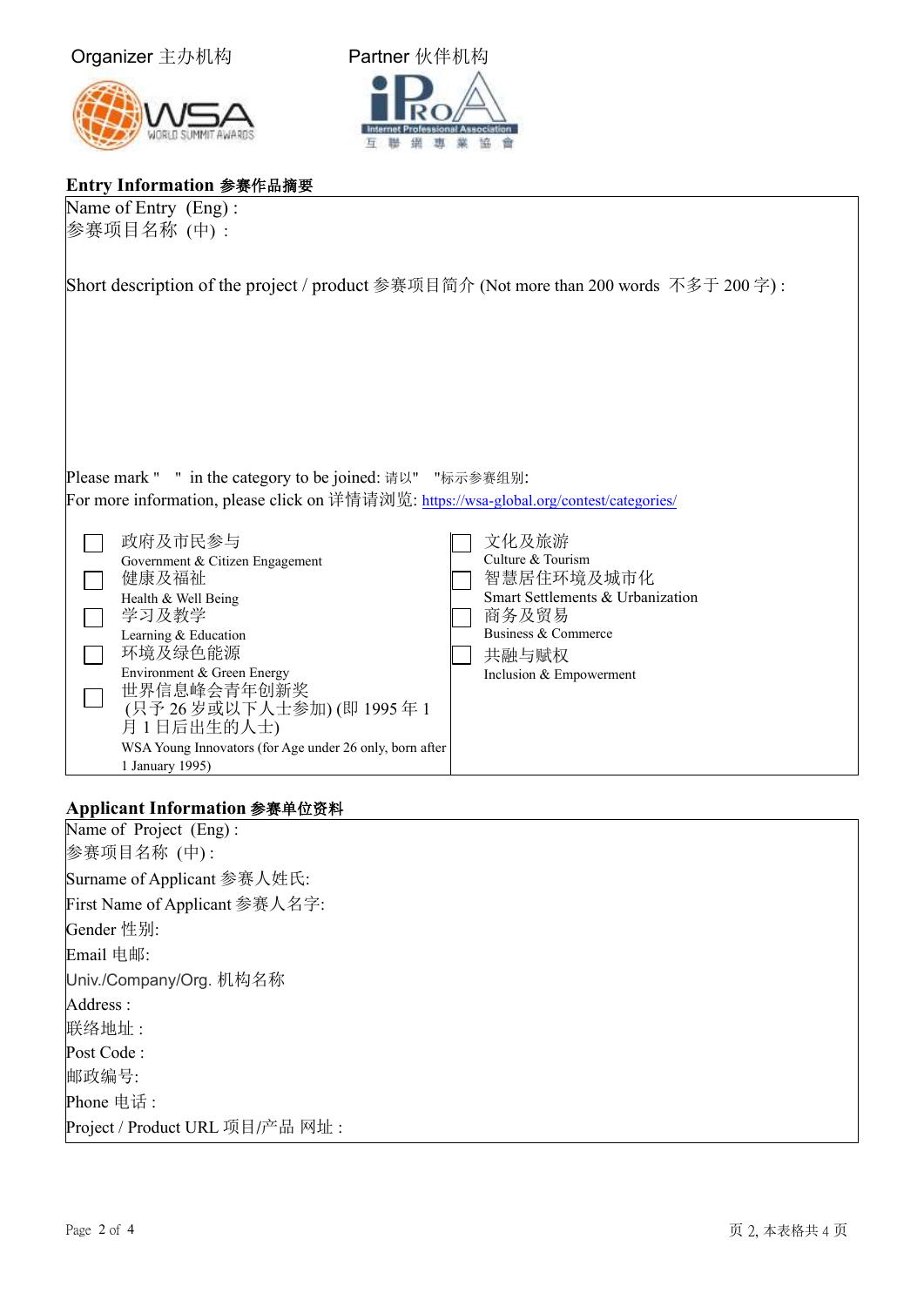Organizer 主办机构

Partner 伙伴机构

## Entry Information 参赛作品摘要

Name of Entry (Eng) :

参赛项目名称 (中) :

Short description of the project / product 参赛项目简介 (Not more than 200 words 不多于 200 字) :

Please mark " " in the category to be joined: 请以" "标示参赛组别:

For more information, please click on 详情请浏览: https://wsa-global.org/contest/categories/

- ☐ 政府及市民参与 Government & Citizen Engagement
- ☐ 健康及福祉 Health & Well Being
- ☐ 学习及教学 Learning & Education
- ☐ 环境及绿色能源 Environment & Green Energy
- ☐ 世界信息峰会青年创新奖 (只予 26 岁或以下人士参加) (即 1995 年 1 月 1 日后出生的人士) WSA Young Innovators (for Age under 26 only, born after 1 January 1995)
- ☐ 文化及旅游 Culture & Tourism
- ☐ 智慧居住环境及城市化 Smart Settlements & Urbanization
- ☐ 商务及贸易 Business & Commerce
- ☐ 共融与赋权 Inclusion & Empowerment

## Applicant Information 参赛单位资料

Name of Project (Eng) :

参赛项目名称 (中) :

Surname of Applicant 参赛人姓氏:

First Name of Applicant 参赛人名字:

Gender 性别:

Email 电邮:

Univ./Company/Org. 机构名称

Address :

联络地址 :

Post Code :

邮政编号:

Phone 电话 :

Project / Product URL 项目/产品 网址 :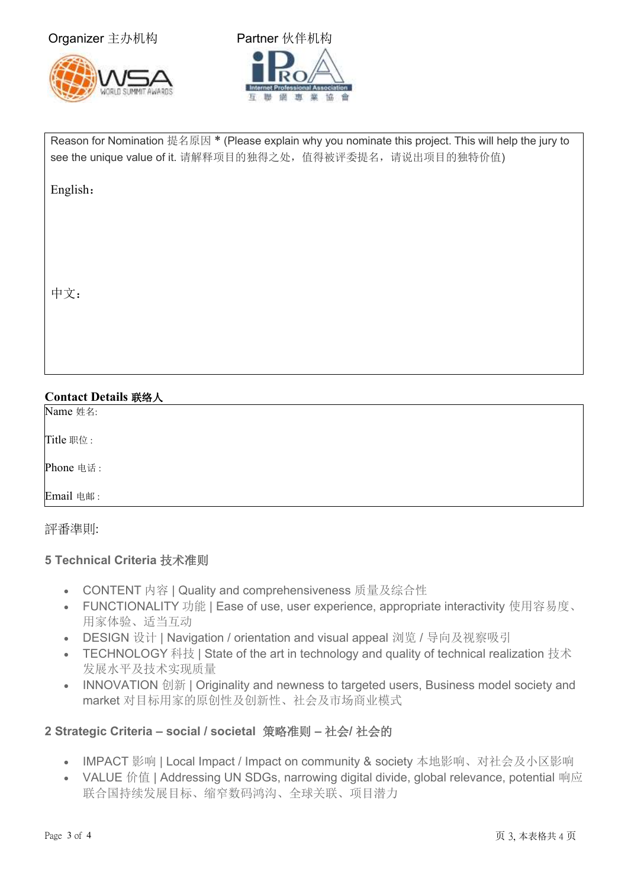Organizer 主办机构　　　　　　Partner 伙伴机构

| Reason for Nomination 提名原因 * (Please explain why you nominate this project. This will help the jury to see the unique value of it. 请解释项目的独得之处，值得被评委提名，请说出项目的独特价值) |
|---|
| English： |
| 中文： |

**Contact Details 联络人**

| Name 姓名: |
|---|
| Title 职位 : |
| Phone 电话 : |
| Email 电邮 : |

評審準則:

### 5 Technical Criteria 技术准则

- CONTENT 内容 | Quality and comprehensiveness 质量及综合性
- FUNCTIONALITY 功能 | Ease of use, user experience, appropriate interactivity 使用容易度、用家体验、适当互动
- DESIGN 设计 | Navigation / orientation and visual appeal 浏览 / 导向及视察吸引
- TECHNOLOGY 科技 | State of the art in technology and quality of technical realization 技术发展水平及技术实现质量
- INNOVATION 创新 | Originality and newness to targeted users, Business model society and market 对目标用家的原创性及创新性、社会及市场商业模式

### 2 Strategic Criteria – social / societal 策略准则 – 社会/ 社会的

- IMPACT 影响 | Local Impact / Impact on community & society 本地影响、对社会及小区影响
- VALUE 价值 | Addressing UN SDGs, narrowing digital divide, global relevance, potential 响应联合国持续发展目标、缩窄数码鸿沟、全球关联、项目潜力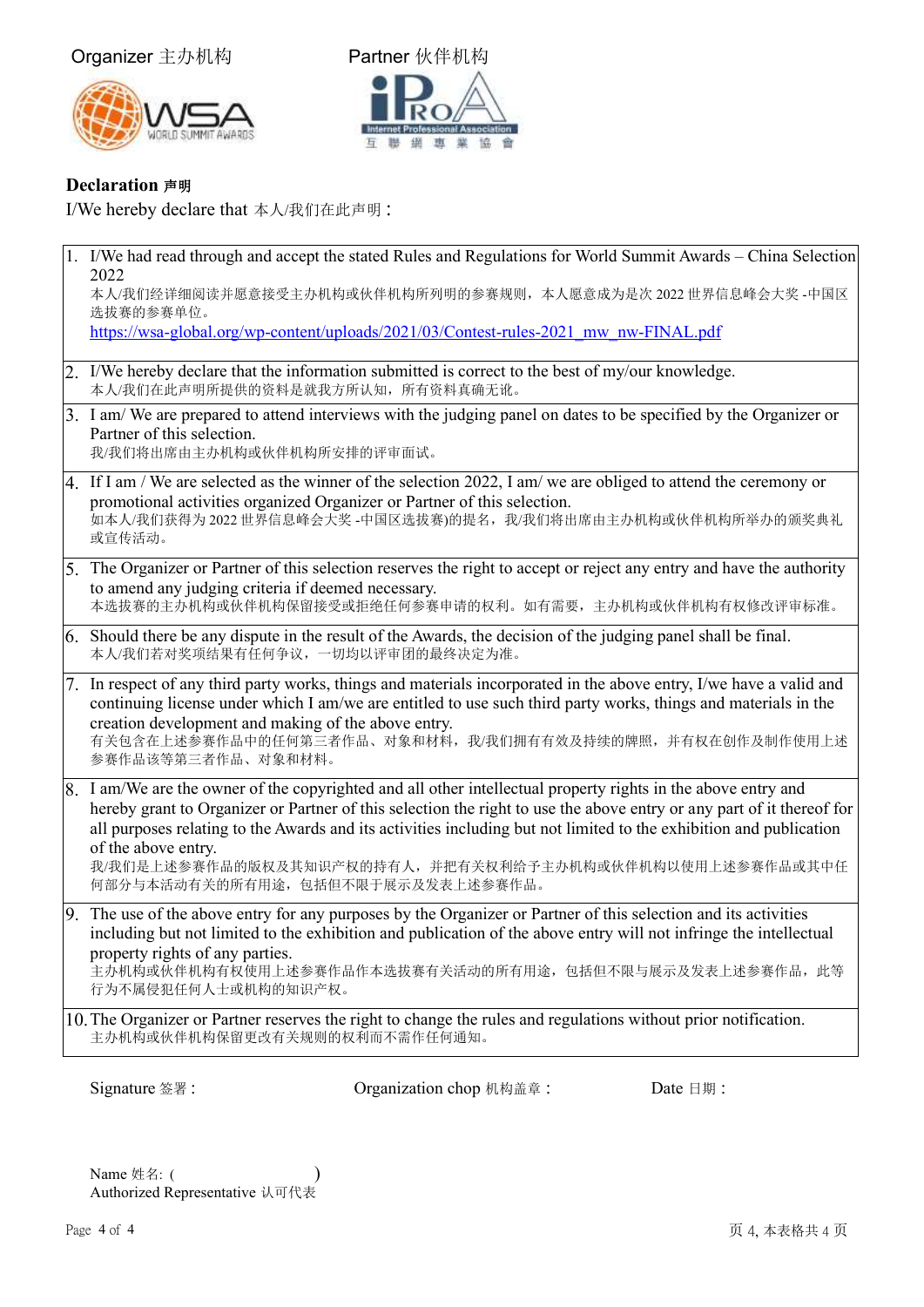Organizer 主办机构　　Partner 伙伴机构

**Declaration 声明**

I/We hereby declare that 本人/我们在此声明：

| | |
|---|---|
| 1. | I/We had read through and accept the stated Rules and Regulations for World Summit Awards – China Selection 2022<br>本人/我们经详细阅读并愿意接受主办机构或伙伴机构所列明的参赛规则，本人愿意成为是次 2022 世界信息峰会大奖 -中国区选拔赛的参赛单位。<br>https://wsa-global.org/wp-content/uploads/2021/03/Contest-rules-2021_mw_nw-FINAL.pdf |
| 2. | I/We hereby declare that the information submitted is correct to the best of my/our knowledge.<br>本人/我们在此声明所提供的资料是就我方所认知，所有资料真确无讹。 |
| 3. | I am/ We are prepared to attend interviews with the judging panel on dates to be specified by the Organizer or Partner of this selection.<br>我/我们将出席由主办机构或伙伴机构所安排的评审面试。 |
| 4. | If I am / We are selected as the winner of the selection 2022, I am/ we are obliged to attend the ceremony or promotional activities organized Organizer or Partner of this selection.<br>如本人/我们获得为 2022 世界信息峰会大奖 -中国区选拔赛)的提名，我/我们将出席由主办机构或伙伴机构所举办的颁奖典礼或宣传活动。 |
| 5. | The Organizer or Partner of this selection reserves the right to accept or reject any entry and have the authority to amend any judging criteria if deemed necessary.<br>本选拔赛的主办机构或伙伴机构保留接受或拒绝任何参赛申请的权利。如有需要，主办机构或伙伴机构有权修改评审标准。 |
| 6. | Should there be any dispute in the result of the Awards, the decision of the judging panel shall be final.<br>本人/我们若对奖项结果有任何争议，一切均以评审团的最终决定为准。 |
| 7. | In respect of any third party works, things and materials incorporated in the above entry, I/we have a valid and continuing license under which I am/we are entitled to use such third party works, things and materials in the creation development and making of the above entry.<br>有关包含在上述参赛作品中的任何第三者作品、对象和材料，我/我们拥有有效及持续的牌照，并有权在创作及制作使用上述参赛作品该等第三者作品、对象和材料。 |
| 8. | I am/We are the owner of the copyrighted and all other intellectual property rights in the above entry and hereby grant to Organizer or Partner of this selection the right to use the above entry or any part of it thereof for all purposes relating to the Awards and its activities including but not limited to the exhibition and publication of the above entry.<br>我/我们是上述参赛作品的版权及其知识产权的持有人，并把有关权利给予主办机构或伙伴机构以使用上述参赛作品或其中任何部分与本活动有关的所有用途，包括但不限于展示及发表上述参赛作品。 |
| 9. | The use of the above entry for any purposes by the Organizer or Partner of this selection and its activities including but not limited to the exhibition and publication of the above entry will not infringe the intellectual property rights of any parties.<br>主办机构或伙伴机构有权使用上述参赛作品作本选拔赛有关活动的所有用途，包括但不限与展示及发表上述参赛作品，此等行为不属侵犯任何人士或机构的知识产权。 |
| 10. | The Organizer or Partner reserves the right to change the rules and regulations without prior notification.<br>主办机构或伙伴机构保留更改有关规则的权利而不需作任何通知。 |

Signature 签署：　　　　Organization chop 机构盖章：　　　　Date 日期：

Name 姓名: (　　　　　　　　　　)
Authorized Representative 认可代表